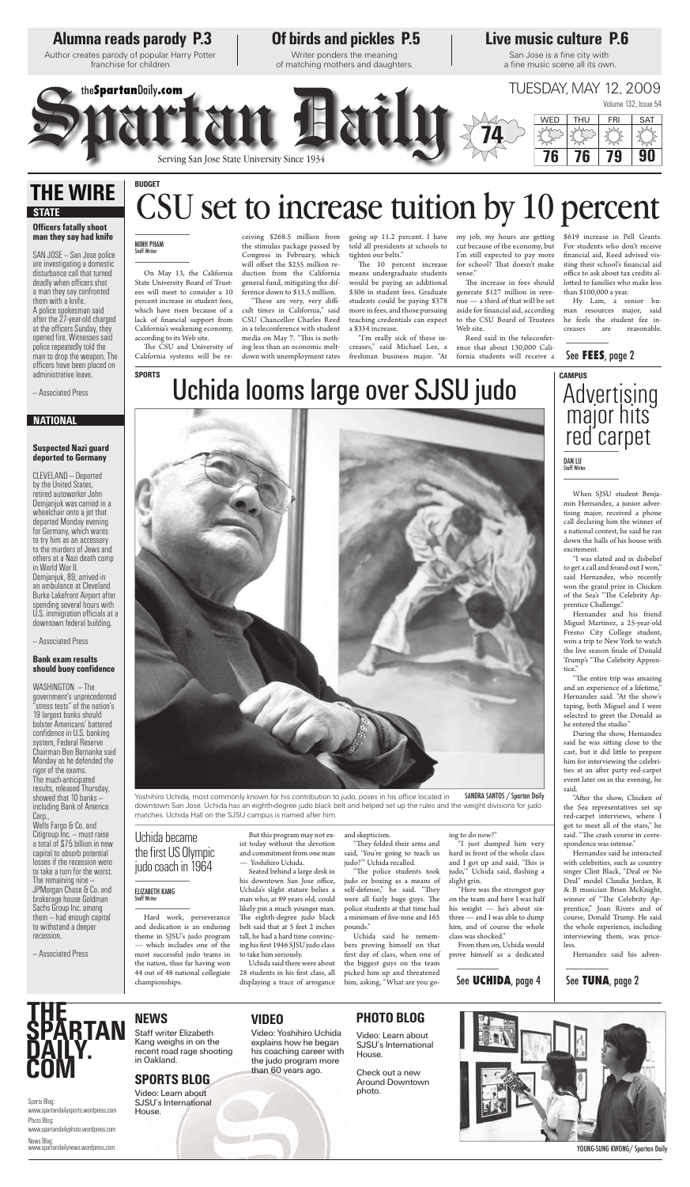## Alumna reads parody P.3

Author creates parody of popular Harry Potter franchise for children

## Of birds and pickles P.5

Writer ponders the meaning of matching mothers and daughters.

## Live music culture P.6

San Jose is a fine city with a fine music scene all its own.

theSpartanDaily.com

# Spartan Daily

Serving San Jose State University Since 1934

TUESDAY, MAY 12, 2009

Volume 132, Issue 54

| 74 | WED | THU | FRI | SAT |
|---|---|---|---|---|
| | 76 | 76 | 79 | 90 |

## THE WIRE

### STATE

**Officers fatally shoot man they say had knife**

SAN JOSE – San Jose police are investigating a domestic disturbance call that turned deadly when officers shot a man they say confronted them with a knife. A police spokesman said after the 27-year-old charged at the officers Sunday, they opened fire. Witnesses said police repeatedly told the man to drop the weapon. The officers have been placed on administrative leave.

– Associated Press

### NATIONAL

**Suspected Nazi guard deported to Germany**

CLEVELAND – Deported by the United States, retired autoworker John Demjanjuk was carried in a wheelchair onto a jet that departed Monday evening for Germany, which wants to try him as an accessory to the murders of Jews and others at a Nazi death camp in World War II. Demjanjuk, 89, arrived in an ambulance at Cleveland Burke Lakefront Airport after spending several hours with U.S. immigration officials at a downtown federal building.

– Associated Press

**Bank exam results should buoy confidence**

WASHINGTON – The government's unprecedented "stress tests" of the nation's 19 largest banks should bolster Americans' battered confidence in U.S. banking system, Federal Reserve Chairman Ben Bernanke said Monday as he defended the rigor of the exams. The much-anticipated results, released Thursday, showed that 10 banks – including Bank of America Corp., Wells Fargo & Co. and Citigroup Inc. – must raise a total of $75 billion in new capital to absorb potential losses if the recession were to take a turn for the worst. The remaining nine – JPMorgan Chase & Co. and brokerage house Goldman Sachs Group Inc. among them – had enough capital to withstand a deeper recession.

– Associated Press

BUDGET

# CSU set to increase tuition by 10 percent

MINH PHAM
Staff Writer

On May 13, the California State University Board of Trustees will meet to consider a 10 percent increase in student fees, which have risen because of a lack of financial support from California's weakening economy, according to its Web site.

The CSU and University of California systems will be receiving $268.5 million from the stimulus package passed by Congress in February, which will offset the $255 million reduction from the California general fund, mitigating the difference down to $13.5 million.

"These are very, very difficult times in California," said CSU Chancellor Charles Reed in a teleconference with student media on May 7. "This is nothing less than an economic meltdown with unemployment rates going up 11.2 percent. I have told all presidents at schools to tighten our belts."

The 10 percent increase means undergraduate students would be paying an additional $306 in student fees. Graduate students could be paying $378 more in fees, and those pursuing teaching credentials can expect a $354 increase.

"I'm really sick of these increases," said Michael Lee, a freshman business major. "At my job, my hours are getting cut because of the economy, but I'm still expected to pay more for school? That doesn't make sense."

The increase in fees should generate $127 million in revenue — a third of that will be set aside for financial aid, according to the CSU Board of Trustees Web site.

Reed said in the teleconference that about 130,000 California students will receive a $619 increase in Pell Grants. For students who don't receive financial aid, Reed advised visiting their school's financial aid office to ask about tax credits allotted to families who make less than $100,000 a year.

Hy Lam, a senior human resources major, said he feels the student fee increases are reasonable.

See **FEES**, page 2

SPORTS

# Uchida looms large over SJSU judo

Yoshihiro Uchida, most commonly known for his contribution to judo, poses in his office located in downtown San Jose. Uchida has an eighth-degree judo black belt and helped set up the rules and the weight divisions for judo matches. Uchida Hall on the SJSU campus is named after him.

SANDRA SANTOS / Spartan Daily

## Uchida became the first US Olympic judo coach in 1964

ELIZABETH KANG
Staff Writer

Hard work, perseverance and dedication is an enduring theme in SJSU's judo program — which includes one of the most successful judo teams in the nation, thus far having won 44 out of 48 national collegiate championships.

But this program may not exist today without the devotion and commitment from one man — Yoshihiro Uchida.

Seated behind a large desk in his downtown San Jose office, Uchida's slight stature belies a man who, at 89 years old, could likely pin a much younger man. The eighth-degree judo black belt said that at 5 feet 2 inches tall, he had a hard time convincing his first 1946 SJSU judo class to take him seriously.

Uchida said there were about 28 students in his first class, all displaying a trace of arrogance and skepticism.

"They folded their arms and said, 'You're going to teach us judo?'" Uchida recalled.

"The police students took judo or boxing as a means of self-defense," he said. "They were all fairly huge guys. The police students at that time had a minimum of five-nine and 165 pounds."

Uchida said he remembers proving himself on that first day of class, when one of the biggest guys on the team picked him up and threatened him, asking, "What are you going to do now?"

"I just dumped him very hard in front of the whole class and I got up and said, 'This is judo,'" Uchida said, flashing a slight grin.

"Here was the strongest guy on the team and here I was half his weight — he's about six-three — and I was able to dump him, and of course the whole class was shocked."

From then on, Uchida would prove himself as a dedicated

See **UCHIDA**, page 4

CAMPUS

# Advertising major hits red carpet

DAN LU
Staff Writer

When SJSU student Benjamin Hernandez, a junior advertising major, received a phone call declaring him the winner of a national contest, he said he ran down the halls of his house with excitement.

"I was elated and in disbelief to get a call and found out I won," said Hernandez, who recently won the grand prize in Chicken of the Sea's "The Celebrity Apprentice Challenge."

Hernandez and his friend Miguel Martinez, a 25-year-old Fresno City College student, won a trip to New York to watch the live season finale of Donald Trump's "The Celebrity Apprentice."

"The entire trip was amazing and an experience of a lifetime," Hernandez said. "At the show's taping, both Miguel and I were selected to greet the Donald as he entered the studio."

During the show, Hernandez said he was sitting close to the cast, but it did little to prepare him for interviewing the celebrities at an after party red-carpet event later on in the evening, he said.

"After the show, Chicken of the Sea representatives set up red-carpet interviews, where I got to meet all of the stars," he said. "The crash course in correspondence was intense."

Hernandez said he interacted with celebrities, such as country singer Clint Black, "Deal or No Deal" model Claudia Jordan, R & B musician Brian McKnight, winner of "The Celebrity Apprentice," Joan Rivers and of course, Donald Trump. He said the whole experience, including interviewing them, was priceless.

Hernandez said his adven-

See **TUNA**, page 2

## THE SPARTAN DAILY.COM

### NEWS

Staff writer Elizabeth Kang weighs in on the recent road rage shooting in Oakland.

### SPORTS BLOG

Video: Learn about SJSU's International House.

### VIDEO

Video: Yoshihiro Uchida explains how he began his coaching career with the judo program more than 60 years ago.

### PHOTO BLOG

Video: Learn about SJSU's International House.

Check out a new Around Downtown photo.

YOUNG-SUNG KWONG/ Spartan Daily

Sports Blog: www.spartandailysports.wordpress.com
Photo Blog: www.spartandailyphoto.wordpress.com
News Blog: www.spartandailynews.wordpress.com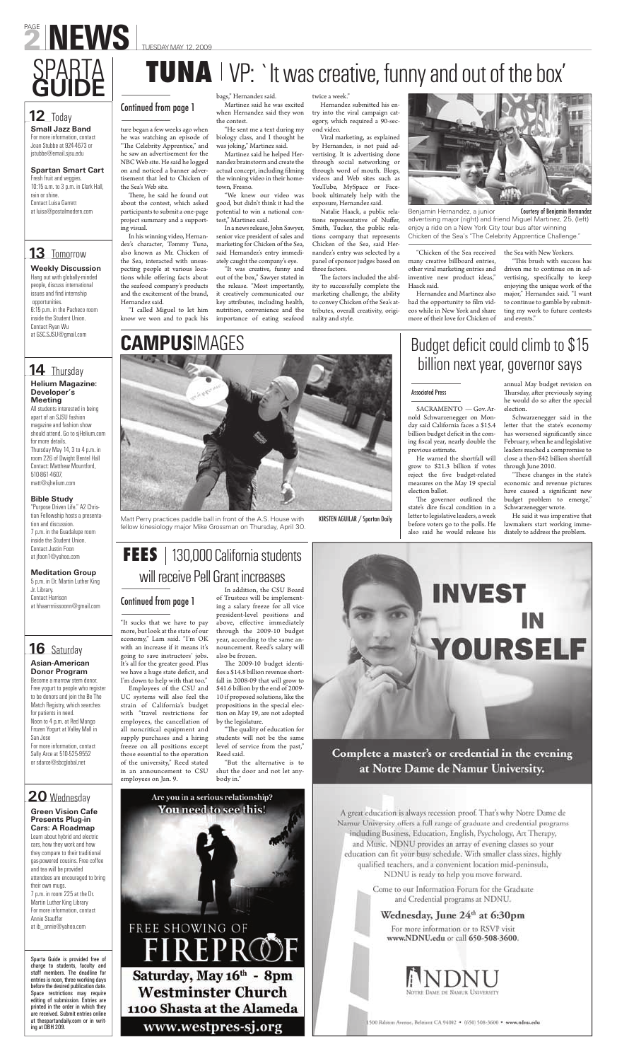# SPARTA GUIDE

## 12 Today

**Small Jazz Band**
For more information, contact Joan Stubbe at 924-4673 or jstubbe@email.sjsu.edu

**Spartan Smart Cart**
Fresh fruit and veggies.
10:15 a.m. to 3 p.m. in Clark Hall, rain or shine.
Contact Luisa Garrett at luisa@postalmodern.com

## 13 Tomorrow

**Weekly Discussion**
Hang out with globally-minded people, discuss international issues and find internship opportunities.
6:15 p.m. in the Pacheco room inside the Student Union.
Contact Ryan Wu at GSC.SJSU@gmail.com

## 14 Thursday

**Helium Magazine: Developer's Meeting**
All students interested in being apart of an SJSU fashion magazine and fashion show should attend. Go to sjHelium.com for more details.
Thursday May 14, 3 to 4 p.m. in room 226 of Dwight Bentel Hall
Contact: Matthew Mountford, 510-861-4607, matt@sjhelium.com

**Bible Study**
"Purpose Driven Life." A2 Christian Fellowship hosts a presentation and discussion.
7 p.m. in the Guadalupe room inside the Student Union.
Contact Justin Foon at jfoon1@yahoo.com

**Meditation Group**
5 p.m. in Dr. Martin Luther King Jr. Library.
Contact Harrison at hhaarrmissoonn@gmail.com

## 16 Saturday

**Asian-American Donor Program**
Become a marrow stem donor. Free yogurt to people who register to be donors and join the Be The Match Registry, which searches for patients in need.
Noon to 4 p.m. at Red Mango Frozen Yogurt at Valley Mall in San Jose
For more information, contact Sally Arce at 510-525-9552 or sdarce@sbcglobal.net

## 20 Wednesday

**Green Vision Cafe Presents Plug-in Cars: A Roadmap**
Learn about hybrid and electric cars, how they work and how they compare to their traditional gas-powered cousins. Free coffee and tea will be provided attendees are encouraged to bring their own mugs.
7 p.m. in room 225 at the Dr. Martin Luther King Library
For more information, contact Annie Stauffer at ib_annie@yahoo.com

Sparta Guide is provided free of charge to students, faculty and staff members. The deadline for entries is noon, three working days before the desired publication date. Space restrictions may require editing of submission. Entries are printed in the order in which they are received. Submit entries online at thespartandaily.com or in writing at DBH 209.

# TUNA | VP: 'It was creative, funny and out of the box'

Continued from page 1

ture began a few weeks ago when he was watching an episode of "The Celebrity Apprentice," and he saw an advertisement for the NBC Web site. He said he logged on and noticed a banner advertisement that led to Chicken of the Sea's Web site.

There, he said he found out about the contest, which asked participants to submit a one-page project summary and a supporting visual.

In his winning video, Hernandez's character, Tommy Tuna, also known as Mr. Chicken of the Sea, interacted with unsuspecting people at various locations while offering facts about the seafood company's products and the excitement of the brand, Hernandez said.

"I called Miguel to let him know we won and to pack his bags," Hernandez said.

Martinez said he was excited when Hernandez said they won the contest.

"He sent me a text during my biology class, and I thought he was joking," Martinez said.

Martinez said he helped Hernandez brainstorm and create the actual concept, including filming the winning video in their hometown, Fresno.

"We knew our video was good, but didn't think it had the potential to win a national contest," Martinez said.

In a news release, John Sawyer, senior vice president of sales and marketing for Chicken of the Sea, said Hernandez's entry immediately caught the company's eye.

"It was creative, funny and out of the box," Sawyer stated in the release. "Most importantly, it creatively communicated our key attributes, including health, nutrition, convenience and the importance of eating seafood twice a week."

Hernandez submitted his entry into the viral campaign category, which required a 90-second video.

Viral marketing, as explained by Hernandez, is not paid advertising. It is advertising done through social networking or through word of mouth. Blogs, videos and Web sites such as YouTube, MySpace or Facebook ultimately help with the exposure, Hernandez said.

Natalie Haack, a public relations representative of Nuffer, Smith, Tucker, the public relations company that represents Chicken of the Sea, said Hernandez's entry was selected by a panel of sponsor judges based on three factors.

The factors included the ability to successfully complete the marketing challenge, the ability to convey Chicken of the Sea's attributes, overall creativity, originality and style.

Benjamin Hernandez, a junior advertising major (right) and friend Miguel Martinez, 25, (left) enjoy a ride on a New York City tour bus after winning Chicken of the Sea's "The Celebrity Apprentice Challenge." Courtesy of Benjamin Hernandez

"Chicken of the Sea received many creative billboard entries, other viral marketing entries and inventive new product ideas," Haack said.

Hernandez and Martinez also had the opportunity to film videos while in New York and share more of their love for Chicken of the Sea with New Yorkers.

"This brush with success has driven me to continue on in advertising, specifically to keep enjoying the unique work of the major," Hernandez said. "I want to continue to gamble by submitting my work to future contests and events."

# CAMPUSIMAGES

Matt Perry practices paddle ball in front of the A.S. House with fellow kinesiology major Mike Grossman on Thursday, April 30. KIRSTEN AGUILAR / Spartan Daily

# Budget deficit could climb to $15 billion next year, governor says

Associated Press

SACRAMENTO — Gov. Arnold Schwarzenegger on Monday said California faces a $15.4 billion budget deficit in the coming fiscal year, nearly double the previous estimate.

He warned the shortfall will grow to $21.3 billion if votes reject the five budget-related measures on the May 19 special election ballot.

The governor outlined the state's dire fiscal condition in a letter to legislative leaders, a week before voters go to the polls. He also said he would release his annual May budget revision on Thursday, after previously saying he would do so after the special election.

Schwarzenegger said in the letter that the state's economy has worsened significantly since February, when he and legislative leaders reached a compromise to close a then-$42 billion shortfall through June 2010.

"These changes in the state's economic and revenue pictures have caused a significant new budget problem to emerge," Schwarzenegger wrote.

He said it was imperative that lawmakers start working immediately to address the problem.

# FEES | 130,000 California students will receive Pell Grant increases

Continued from page 1

"It sucks that we have to pay more, but look at the state of our economy," Lam said. "I'm OK with an increase if it means it's going to save instructors' jobs. It's all for the greater good. Plus we have a huge state deficit, and I'm down to help with that too."

Employees of the CSU and UC systems will also feel the strain of California's budget with "travel restrictions for employees, the cancellation of all noncritical equipment and supply purchases and a hiring freeze on all positions except those essential to the operation of the university," Reed stated in an announcement to CSU employees on Jan. 9.

In addition, the CSU Board of Trustees will be implementing a salary freeze for all vice president-level positions and above, effective immediately through the 2009-10 budget year, according to the same announcement. Reed's salary will also be frozen.

The 2009-10 budget identifies a $14.8 billion revenue shortfall in 2008-09 that will grow to $41.6 billion by the end of 2009-10 if proposed solutions, like the propositions in the special election on May 19, are not adopted by the legislature.

"The quality of education for students will not be the same level of service from the past," Reed said.

"But the alternative is to shut the door and not let anybody in."

Are you in a serious relationship? You need to see this!

FREE SHOWING OF FIREPROOF
Saturday, May 16th - 8pm
Westminster Church
1100 Shasta at the Alameda
www.westpres-sj.org

INVEST IN YOURSELF

Complete a master's or credential in the evening at Notre Dame de Namur University.

A great education is always recession proof. That's why Notre Dame de Namur University offers a full range of graduate and credential programs including Business, Education, English, Psychology, Art Therapy, and Music. NDNU provides an array of evening classes so your education can fit your busy schedule. With smaller class sizes, highly qualified teachers, and a convenient location mid-peninsula, NDNU is ready to help you move forward.

Come to our Information Forum for the Graduate and Credential programs at NDNU.

Wednesday, June 24th at 6:30pm
For more information or to RSVP visit www.NDNU.edu or call 650-508-3600.

NDNU Notre Dame de Namur University

1500 Ralston Avenue, Belmont CA 94002 • (650) 508-3600 • www.ndnu.edu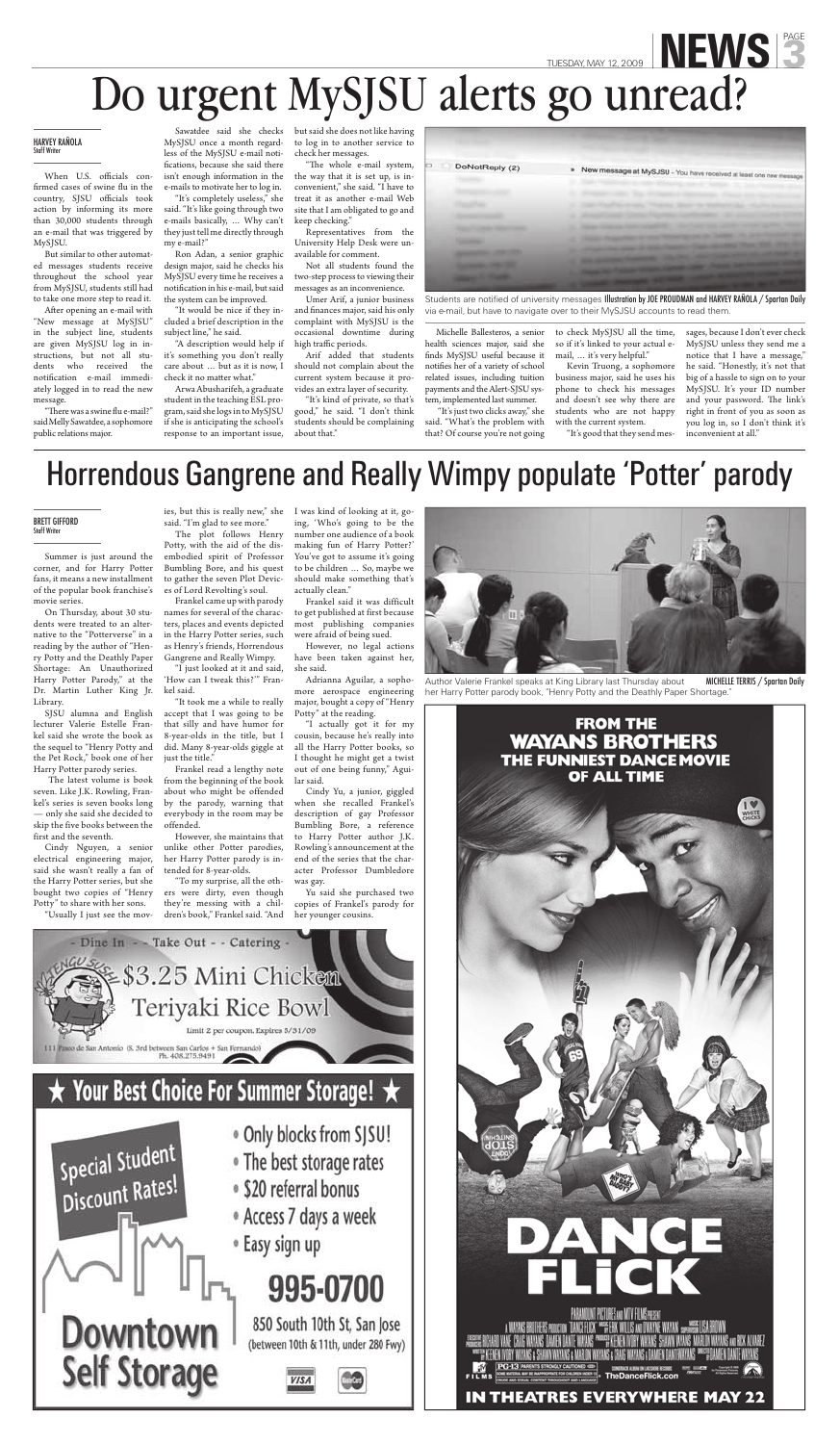# Do urgent MySJSU alerts go unread?

HARVEY RAÑOLA
Staff Writer

When U.S. officials confirmed cases of swine flu in the country, SJSU officials took action by informing its more than 30,000 students through an e-mail that was triggered by MySJSU.

But similar to other automated messages students receive throughout the school year from MySJSU, students still had to take one more step to read it.

After opening an e-mail with "New message at MySJSU" in the subject line, students are given MySJSU log in instructions, but not all students who received the notification e-mail immediately logged in to read the new message.

"There was a swine flu e-mail?" said Melly Sawatdee, a sophomore public relations major.

Sawatdee said she checks MySJSU once a month regardless of the MySJSU e-mail notifications, because she said there isn't enough information in the e-mails to motivate her to log in.

"It's completely useless," she said. "It's like going through two e-mails basically, … Why can't they just tell me directly through my e-mail?"

Ron Adan, a senior graphic design major, said he checks his MySJSU every time he receives a notification in his e-mail, but said the system can be improved.

"It would be nice if they included a brief description in the subject line," he said.

"A description would help if it's something you don't really care about … but as it is now, I check it no matter what."

Arwa Abusharifeh, a graduate student in the teaching ESL program, said she logs in to MySJSU if she is anticipating the school's response to an important issue, but said she does not like having to log in to another service to check her messages.

"The whole e-mail system, the way that it is set up, is inconvenient," she said. "I have to treat it as another e-mail Web site that I am obligated to go and keep checking."

Representatives from the University Help Desk were unavailable for comment.

Not all students found the two-step process to viewing their messages as an inconvenience.

Umer Arif, a junior business and finances major, said his only complaint with MySJSU is the occasional downtime during high traffic periods.

Arif added that students should not complain about the current system because it provides an extra layer of security.

"It's kind of private, so that's good," he said. "I don't think students should be complaining about that."

Students are notified of university messages via e-mail, but have to navigate over to their MySJSU accounts to read them. Illustration by JOE PROUDMAN and HARVEY RAÑOLA / Spartan Daily

Michelle Ballesteros, a senior health sciences major, said she finds MySJSU useful because it notifies her of a variety of school related issues, including tuition payments and the Alert-SJSU system, implemented last summer.

"It's just two clicks away," she said. "What's the problem with that? Of course you're not going to check MySJSU all the time, so if it's linked to your actual e-mail, … it's very helpful."

Kevin Truong, a sophomore business major, said he uses his phone to check his messages and doesn't see why there are students who are not happy with the current system.

"It's good that they send messages, because I don't ever check MySJSU unless they send me a notice that I have a message," he said. "Honestly, it's not that big of a hassle to sign on to your MySJSU. It's your ID number and your password. The link's right in front of you as soon as you log in, so I don't think it's inconvenient at all."

# Horrendous Gangrene and Really Wimpy populate 'Potter' parody

BRETT GIFFORD
Staff Writer

Summer is just around the corner, and for Harry Potter fans, it means a new installment of the popular book franchise's movie series.

On Thursday, about 30 students were treated to an alternative to the "Potterverse" in a reading by the author of "Henry Potty and the Deathly Paper Shortage: An Unauthorized Harry Potter Parody," at the Dr. Martin Luther King Jr. Library.

SJSU alumna and English lecturer Valerie Estelle Frankel said she wrote the book as the sequel to "Henry Potty and the Pet Rock," book one of her Harry Potter parody series.

The latest volume is book seven. Like J.K. Rowling, Frankel's series is seven books long — only she said she decided to skip the five books between the first and the seventh.

Cindy Nguyen, a senior electrical engineering major, said she wasn't really a fan of the Harry Potter series, but she bought two copies of "Henry Potty" to share with her sons.

"Usually I just see the movies, but this is really new," she said. "I'm glad to see more."

The plot follows Henry Potty, with the aid of the disembodied spirit of Professor Bumbling Bore, and his quest to gather the seven Plot Devices of Lord Revolting's soul.

Frankel came up with parody names for several of the characters, places and events depicted in the Harry Potter series, such as Henry's friends, Horrendous Gangrene and Really Wimpy.

"I just looked at it and said, 'How can I tweak this?'" Frankel said.

"It took me a while to really accept that I was going to be that silly and have humor for 8-year-olds in the title, but I did. Many 8-year-olds giggle at just the title."

Frankel read a lengthy note from the beginning of the book about who might be offended by the parody, warning that everybody in the room may be offended.

However, she maintains that unlike other Potter parodies, her Harry Potter parody is intended for 8-year-olds.

"To my surprise, all the others were dirty, even though they're messing with a children's book," Frankel said. "And I was kind of looking at it, going, 'Who's going to be the number one audience of a book making fun of Harry Potter?' You've got to assume it's going to be children … So, maybe we should make something that's actually clean."

Frankel said it was difficult to get published at first because most publishing companies were afraid of being sued.

However, no legal actions have been taken against her, she said.

Adrianna Aguilar, a sophomore aerospace engineering major, bought a copy of "Henry Potty" at the reading.

"I actually got it for my cousin, because he's really into all the Harry Potter books, so I thought he might get a twist out of one being funny," Aguilar said.

Cindy Yu, a junior, giggled when she recalled Frankel's description of gay Professor Bumbling Bore, a reference to Harry Potter author J.K. Rowling's announcement at the end of the series that the character Professor Dumbledore was gay.

Yu said she purchased two copies of Frankel's parody for her younger cousins.

Author Valerie Frankel speaks at King Library last Thursday about her Harry Potter parody book, "Henry Potty and the Deathly Paper Shortage." MICHELLE TERRIS / Spartan Daily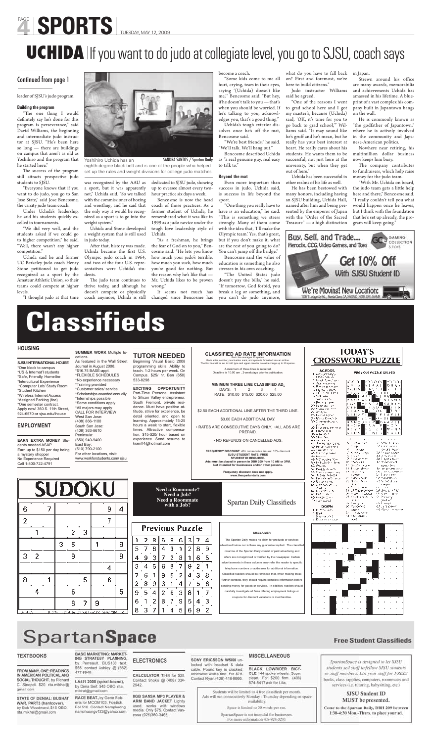# UCHIDA | If you want to do judo at collegiate level, you go to SJSU, coach says

## Continued from page 1

leader of SJSU's judo program.

### Building the program

"The one thing I would definitely say he's done for this program is perseverance," said David Williams, the beginning and intermediate judo instructor at SJSU. "He's been here so long — there are buildings on campus that aren't as old as Yoshihiro and the program that he started here."

The success of the program still attracts prospective judo students to SJSU.

"Everyone knows that if you want to do judo, you go to San Jose State," said Jose Bencosme, the varsity judo team coach.

Under Uchida's leadership, he said his students quickly excelled in tournaments.

"We did very well, and the students asked if we could go to higher competition," he said. "Well, there wasn't any higher competition."

Uchida said he and former UC Berkeley judo coach Henry Stone petitioned to get judo recognized as a sport by the Amateur Athletic Union, so their teams could compete at higher levels.

"I thought judo at that time was recognized by the AAU as a sport, but it was apparently not," Uchida said. "So we talked with the commissioner of boxing and wrestling, and he said that the only way it would be recognized as a sport is to go into the weight system."

Uchida and Stone developed a weight system that is still used in judo today.

After that, history was made. Uchida became the first U.S. Olympic judo coach in 1964, and two of the four U.S. representatives were Uchida's students.

The judo team continues to thrive today, and although he doesn't compete or physically coach anymore, Uchida is still dedicated to SJSU judo, showing up to oversee almost every two-hour practice six days a week.

Yoshihiro Uchida has an eighth-degree black belt and is one of the people who helped set up the rules and weight divisions for college judo matches. SANDRA SANTOS / Spartan Daily

Bencosme is now the head coach of those practices. As a former student of Uchida, he remembered what it was like in 1999 as a judo novice under the tough love leadership style of Uchida.

"As a freshman, he brings the fear of God on to you," Bencosme said. "He lets you know how much your judo's terrible, how much you suck, how much you're good for nothing. But the reason why he's like that — Mr. Uchida likes to be proven wrong."

It seems not much has changed since Bencosme has become a coach.

"Some kids come to me all hurt, crying, tears in their eyes, saying '(Uchida) doesn't like me,'" Bencosme said. "But hey, if he doesn't talk to you — that's when you should be worried. If he's talking to you, acknowledges you, that's a good thing."

Uchida's tough exterior dissolves once he's off the mat, Bencosme said.

"We're best friends," he said. "We'll talk. We'll hang out."

Bencosme described Uchida as "a real genuine guy, real easy to talk to."

### Beyond the mat

Even more important than success in judo, Uchida said, is success in life beyond the sport.

"One thing you really have to have is an education," he said. "This is something we stress strongly. Many of them come with the idea that, 'I'll make the Olympic team.' Yes, that's great, but if you don't make it, what are the rest of you going to do? You can't jump off the bridge."

Bencosme said the value of education is something he also stresses in his own coaching.

"The United States judo doesn't pay the bills," he said. "If tomorrow, God forbid, you break a leg or something, and you can't do judo anymore, what do you have to fall back on? First and foremost, we're here to build citizens."

Judo instructor Williams said he agreed.

"One of the reasons I went to grad school here and I got my master's, because (Uchida) said, 'OK, it's time for you to go back to grad school,'" Williams said. "It may sound like he's gruff and he's mean, but he really has your best interest at heart. He really cares about his students. He wants them to be successful, not just here at the university, but when they get out of here."

Uchida has been successful in other realms of his life as well.

He has been bestowed with many honors, including having an SJSU building, Uchida Hall, named after him and being presented by the emperor of Japan with the "Order of the Sacred Treasure" — a high distinction in Japan.

Strewn around his office are many awards, memorabilia and achievements Uchida has amassed in his lifetime. A blueprint of a vast complex his company built in Japantown hangs on the wall.

He is commonly known as "the godfather of Japantown," where he is actively involved in the community and Japanese-American politics.

Nowhere near retiring, his multimillion dollar business now keeps him busy.

The company contributes to fundraisers, which help raise money for the judo team.

"With Mr. Uchida on board, the judo team gets a little help here and there," Bencosme said. "I really couldn't tell you what would happen once he leaves, but I think with the foundation that he's set up already, the program will keep going."

Buy, Sell, and Trade... Heroclix, CCG, Video Games, and Toys — GC Gaming Collection & Toys
Get 10% Off With SJSU Student ID
We're Moving! New Location: 1061 Lafayette St., Santa Clara, CA 95050 | 408.295.GAME

# Classifieds

## HOUSING

**SJSU INTERNATIONAL HOUSE**
*One block to campus
*US & Internat'l students
*Safe, Friendly, Homelike
*Intercultural Experience
*Computer Lab/ Study Room
*Student Kitchen
*Wireless Internet Access
*Assigned Parking (fee)
*One semester contract.
Apply now! 360 S. 11th Street, 924-6570 or sjsu.edu/ihouse

## EMPLOYMENT

**EARN EXTRA MONEY** Students needed ASAP. Earn up to $150 per day being a mystery shopper. No Experience Required. Call 1-800-722-4791

**SUMMER WORK** Multiple locations.
As featured in the Wall Street Journal in August 2008.
*$16.75 BASE-appt.
*FLEXIBLE SCHEDULES
*No experience necessary
*Training provided
*Customer sales/ service
*Scholarships awarded annually
*Internships possible
*Some conditions apply
*All majors may apply
CALL FOR INTERVIEW
West San Jose: (408) 866-1100
South San Jose: (408) 363-8610
Peninsula: (650) 940-9400
East Bay: (510) 790-2100
For other locations, visit: www.workforstudents.com/ sjsu

**TUTOR NEEDED**
Beginning Visual Basic 2008 programming skills. Ability to teach. 1-2 hours per week. On Campus. $25/ hr. Ben (650) 533-8298

**EXCITING OPPORTUNITY** Part-Time Personal Assistant to Silicon Valley entrepreneur, South Fremont, private residence. Must have positive attitude, strive for excellence, be detail oriented, and open to learning. Approximately 15-25 hours a week to start, flexible times. Attractive compensation, $15-$20/ hour based on experience. Send resume to ksenff4@hotmail.com

**CLASSIFIED AD RATE INFORMATION**

Each line averages 25 spaces.
Each letter, number, punctuation mark, and space is formatted into an ad line.
The first line will be set in bold type and upper case for no extra charge up to 20 spaces.

A minimum of three lines is required.
Deadline is 10:00 am , 2-weekdays prior to publication.

**MINIMUM THREE LINE CLASSIFIED AD:**

| DAYS: | 1 | 2 | 3 | 4 |
|---|---|---|---|---|
| RATE: | $10.00 | $15.00 | $20.00 | $25.00 |

$2.50 EACH ADDITIONAL LINE AFTER THE THIRD LINE.

$3.00 EACH ADDITIONAL DAY.

• RATES ARE CONSECUTIVE DAYS ONLY. •ALL ADS ARE PREPAID.

• NO REFUNDS ON CANCELLED ADS.

**FREQUENCY DISCOUNT:** 40+ consecutive issues: 10% discount
**SJSU STUDENT RATE: FREE**
**STUDENT ID REQUIRED.**
**Ads must be placed in person in DBH 209 from 10 AM or 3PM.**
**Not intended for businesses and/or other persons.**

**Frequency discount does not apply.**
**www.thespartandaily.com**

**Need a Roommate? Need a Job? Need a Roommate with a Job?**

Spartan Daily Classifieds

**DISCLAIMER**

The Spartan Daily makes no claim for products or services advertised below nor is there any guarantee implied. The classified columns of the Spartan Daily consist of paid advertising and offers are not approved or verified by the newspaper. Certain advertisements in these columns may refer the reader to specific telephone numbers or addresses for additional information. Classified readers should be reminded that, when making these further contacts, they should require complete information before sending money for goods or services. In addition, readers should carefully investigate all firms offering employment listings or coupons for discount vacations or merchandise.

## SUDOKU

| | | | | | | | | |
|---|---|---|---|---|---|---|---|---|
| 6 | | 7 | | | | | 9 | 4 |
| 2 | | | | | | | 7 | |
| | 1 | | | 2 | 3 | | | |
| | | | 3 | 5 | | 1 | | 9 |
| 3 | 2 | | | 9 | | | | 8 |
| | | | | | | | 4 | |
| 8 | | 1 | | | 5 | | 6 | |
| | 4 | | | 6 | | | | 5 |
| | | | | 8 | 7 | 9 | | |

### Previous Puzzle

| | | | | | | | | |
|---|---|---|---|---|---|---|---|---|
| 1 | 2 | 8 | 5 | 9 | 6 | 3 | 7 | 4 |
| 5 | 7 | 6 | 4 | 3 | 1 | 2 | 8 | 9 |
| 4 | 9 | 3 | 7 | 2 | 8 | 1 | 6 | 5 |
| 3 | 4 | 5 | 6 | 8 | 7 | 9 | 2 | 1 |
| 7 | 6 | 1 | 9 | 5 | 2 | 4 | 3 | 8 |
| 2 | 8 | 9 | 3 | 1 | 4 | 7 | 5 | 6 |
| 9 | 5 | 4 | 2 | 6 | 3 | 8 | 1 | 7 |
| 6 | 1 | 2 | 8 | 7 | 9 | 5 | 4 | 3 |
| 8 | 3 | 7 | 1 | 4 | 5 | 6 | 9 | 2 |

## TODAY'S CROSSWORD PUZZLE

# SpartanSpace

## Free Student Classifieds

### TEXTBOOKS

**FROM MANY, ONE: READINGS IN AMERICAN POLITICAL AND SOCIAL THOUGHT**, by Richard C. Sinopoli. $20. rita.mikhal@gmail.com

**STATE OF DENIAL: BUSHAT WAR, PART3 (hardcover)**, by Bob Woodward.$15 OBO. rita.mikhal@gmail.com

**BASIC MARKETING: MARKETING STRATEGY PLANNING**, by Perreault. BUS136 text. $55. contact Ashley @ (562) 477-8049.

**LA411 2008 (spiral-bound)**, by Dena Self. $45 OBO. rita.mikhal@gmail.com

**RACE BEAT**, by Gene Roberts for MCOM103, Fosdick. For $10. Contact Namphuong namphuongv123@yahoo.com

### ELECTRONICS

**CALCULATOR TI-84** for $20. Contact Shoko @ (408) 334-2942.

**8GB SANSA MP3 PLAYER & ARM BAND JACKET** Lightly used, works with windows media. Only $75. Contact Vanessa (925)360-3462.

**SONY ERICSSON W580I** unlocked with headset & data cable. Pound key is cracked, otherwise works fine. For $75. Contact Ryan (408) 416-8666.

### MISCELLANEOUS

**BLACK LOWRIDER BICYCLE** 144 spoke wheels. Super clean. For $200 firm. (408) 674-5417 ask for Lilia.

Students will be limited to 4 free classifieds per month. Ads will run consecutively Monday - Thursday depending on space availability.

Space is limited to 30 words per run.

SpartanSpace is not intended for businesses. For more information 408-924-3270.

*SpartanSpace is designed to let SJSU students sell stuff to fellow SJSU students or staff members. List your stuff for FREE!* books, class supplies, computers, roommates and services (i.e. tutoring, babysitting, etc.)

**SJSU Student ID MUST be presented.**

**Come to the Spartan Daily, DBH 209 between 1:30-4:30 Mon.-Thurs. to place your ad.**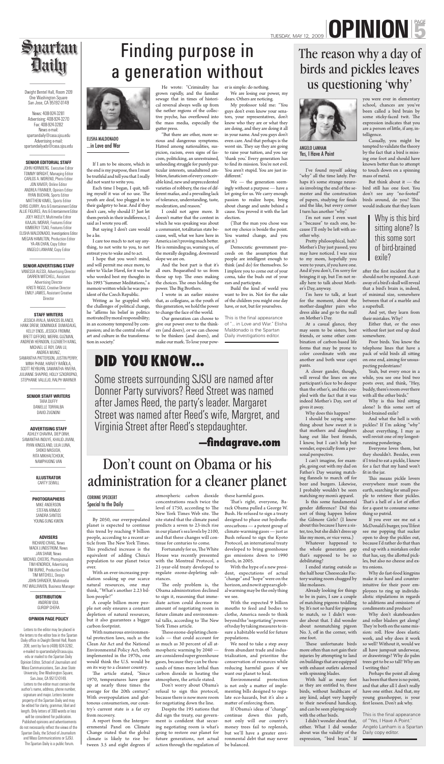# OPINION

TUESDAY, MAY 12, 2009

## Spartan Daily

Dwight Bentel Hall, Room 209
One Washington Square
San Jose, CA 95192-0149

News: 408-924-3281
Advertising: 408-924-3270
Fax: 408-924-3282
News e-mail: spartandaily@casa.sjsu.edu
Advertising e-mail: spartandailyads@casa.sjsu.edu

**SENIOR EDITORIAL STAFF**

JOHN HORNBERG, Executive Editor
TOMMY WRIGHT, Managing Editor
CARLOS A. MORENO, Photo Editor
JON XAVIER, Online Editor
ANDREA FRAINIER, Opinion Editor
RYAN BUCHAN, Sports Editor
MATTHEW KIMEL, Sports Editor
CHRIS CURRY, Arts & Entertainment Editor
ALLIE FIGURES, Arts & Entertainment Editor
JOEY AKELEY, Multimedia Editor
KAAJAL MORAR, Features Editor
KIMBERLY TSAO, Features Editor
ELISHA MALDONADO, Investigations Editor
MEGAN HAMILTON, Production Editor
YA-AN CHAN, Copy Editor
ANGELO LANHAM, Copy Editor

**SENIOR ADVERTISING STAFF**

VANESSA ALESSI, Advertising Director
DARREN MITCHELL, Assistant Advertising Director
KRISTI RIGGS, Creative Director
EMILY JAMES, Assistant Creative Director

**STAFF WRITERS**

JESSICA AYALA, MARCOS BLANCO, HANK DREW, DOMINIQUE DUMADAUG, KELLY ENOS, JESSICA FROMM, BRETT GIFFORD, MERRIL GUZMAN, ANDREW HERNDON, ELIZABETH KANG, MICHAEL LE ROY, DAN LU, ANDREA MUNIZ, SAMANTHA PATTERSON, JUSTIN PERRY, MINH PHAM, HARVEY RAÑOLA, SCOTT REYBURN, SAMANTHA RIVERA, JULIANNE SHAPIRO, HOLLY SZKOROPAD, STEPHANIE VALLEJO, RALPH WARNER

**SENIOR STAFF WRITERS**

TARA DUFFY
DANIELLE TORRALBA
DAVID ZUGNONI

**ADVERTISING STAFF**

ASHLEY CHAVIRA, DIEP DINH, SAMANTHA INOUYE, KHALID JIVANI, RYAN KINGSLAND, LILIA LUNA, SHOKO MASUDA, RITA MIKHALTCHOUK, NAMPHUONG VAN

**ILLUSTRATOR**

CARTY SEWILL

**PHOTOGRAPHERS**

MIKE ANDERSON
STEFAN ARMIJO
SANDRA SANTOS
YOUNG-SUNG KWON

**ADVISERS**

RICHARD CRAIG, News
MACK LUNDSTROM, News
JAN SHAW, News
MICHAEL CHEERS, Photojournalism
TIM HENDRICK, Advertising
TIM BURKE, Production Chief
TIM MITCHELL, Design
JOHN SHRADER, Multimedia
PAT WALLRAVEN, Business Manager

**DISTRIBUTION**

ANDREW IDUL
GURDIP CHERA

**OPINION PAGE POLICY**

Letters to the editor may be placed in the letters to the editor box in the Spartan Daily office in Dwight Bentel Hall, Room 209, sent by fax to (408) 924-3282, e-mailed to spartandaily@casa.sjsu.edu or mailed to the Spartan Daily Opinion Editor, School of Journalism and Mass Communications, San Jose State University, One Washington Square, San Jose, CA 95112-0149.

Letters to the editor must contain the author's name, address, phone number, signature and major. Letters become property of the Spartan Daily and may be edited for clarity, grammar, libel and length. Only letters of 300 words or less will be considered for publication.

Published opinions and advertisements do not necessarily reflect the views of the Spartan Daily, the School of Journalism and Mass Communications or SJSU.

The Spartan Daily is a public forum.

# Finding purpose in a generation without

ELISHA MALDONADO
...in Love and War

If I am to be sincere, which in the end is my purpose, then I must be truthful and tell you that I really did not want to write you.

Each time I began, I quit, telling myself it was of no use. The youth are deaf, too plugged in to their gadgetry to hear. And if they don't care, why should I? Just let them perish in their indifference, I said as I wrote you off.

But saying I don't care would be a lie.

I care too much to not say anything, to not write to you, to not entreat you to wake and to act.

I hope that you won't mind, and will permit me once more, to refer to Václav Havel, for it was he who worded best my thoughts in his 1993 "Summer Meditations," a memoir written while he was president of the Czech Republic.

Writing as he grappled with the challenges of political change, he "affirms his belief in politics motivated by moral responsibility; in an economy tempered by compassion; and in the central roles of art and culture in the transformation in society."

He wrote: "Criminality has grown rapidly, and the familiar sewage that in times of historical reversal always wells up from the nether regions of the collective psyche, has overflowed into the mass media, especially the gutter press.

"But there are other, more serious and dangerous symptoms. Hatred among nationalities, suspicion, racism, even signs of fascism, politicking, an unrestrained, unheeding struggle for purely particular interests, unadultered ambition, fanaticism of every conceivable kind, new and unprecedented varieties of robbery, the rise of different mafias, and a prevailing lack of tolerance, understanding, taste, moderation, and reason."

I could not agree more. It doesn't matter that the context in which he was speaking was about a communist, totalitarian state because, well, what we have here in America isn't proving much better. He is reminding us, warning us, of the morally degrading, downward slope we are on.

And the best part is that it's all ours. Bequeathed to us from those up top. The ones making the choices. The ones holding the power. The Big Brothers.

I wrote in an earlier missive that, as collegians, as the youth of this generation, we hold the power to change the face of the world.

Our generation can choose to give our power over to the thinkers (and doers), or we can choose to be thinkers (and doers), and make our mark. To lose your power is simple: do nothing.

We are losing our power, my dears. Others are noticing.

My professor told me: "You guys don't even know your senators, your representatives, don't know who they are or what they are doing, and they are doing it all in your name. And you guys don't even care. And that perhaps is the worst sin. They say they are going to raise your tuition, and you say 'thank you.' Every generation has to find its mission. You're not evil. You aren't stupid. You are just indifferent."

We — the generation seemingly without a purpose — have a lot going for us. We carry enough passion to realize hope, bring about change and unite behind a cause. You proved it with the last election.

(That the man you chose was not my choice is beside the point. You wanted change, and you got it.)

Democratic government proceeds on the assumption that people are intelligent enough to think (and do) for themselves. So I implore you to come out of your coma, take the buds out of your ears and participate.

Build the kind of world you want to live in. Not for the sake of the children you might one day have, or not, but for yourselves.

*This is the final appearance of "... in Love and War." Elisha Maldonado is the Spartan Daily investigations editor.*

# DID YOU KNOW...

Some streets surrounding SJSU are named after Donner Party survivors? Reed Street was named after James Reed, the party's leader. Margaret Street was named after Reed's wife, Margret, and Virginia Street after Reed's stepdaughter.

**—findagrave.com**

# Don't count on Obama or his administration for a cleaner planet

CORINNE SPECKERT
Special to the Daily

By 2050, our overpopulated planet is expected to continue this trend by reaching 9 billion people, according to a recent article from The New York Times. This predicted increase is the equivalent of adding China's population to our planet twice over.

With an ever-increasing population soaking up our scarce natural resources, one may think, "What's another 2.23 billion people?"

A couple billion more people not only ensures a constant depletion of natural resources, but it also guarantees a bigger carbon footprint.

With numerous environmental protection laws, such as the Clean Air Act and the National Environmental Policy Act, both implemented in the 1970s, one would think the U.S. would be on its way to a cleaner country.

The article stated, "Since 1970, temperatures have gone up at nearly three times the average for the 20th century." With overpopulation and gluttonous consumerism, our country's current state is a far cry from recovery.

A report from the Intergovernmental Panel on Climate Change stated that the global climate is likely to rise between 3.5 and eight degrees if atmospheric carbon dioxide concentrations reach twice the level of 1750, according to The New York Times Web site. The site stated that the climate panel predicts a seven to 23-inch rise in our planet's sea levels by 2100, and that these changes will continue for centuries to come.

Fortunately for us, The White House was recently presented with the Montreal Protocol, a 21-year-old treaty developed to regulate ozone-depleting substances.

The only problem is, the Obama administration declined to sign it, reasoning that immediate action could decrease its amount of negotiating room in future climate and environmental talks, according to The New York Times article.

These ozone-depleting chemicals — that could account for as much as 30 percent of all atmospheric warming by 2040 — are considered super greenhouse gases, because they can be thousands of times more lethal than carbon dioxide in heating the atmosphere, the article stated.

Don't worry about Obama's refusal to sign this protocol, because there is now more room for negotiating down the line.

Despite the 195 nations that did sign the treaty, our government is confident that securing negotiating room is what's going to restore our planet for future generations, not actual action through the regulation of these harmful gases.

That's right, everyone, Barack Obama pulled a George W. Bush. He refused to sign a treaty designed to phase out hydrofluorocarbons — a potent group of climate-warming gases — just as Bush refused to sign the Kyoto Protocol, an international treaty developed to bring greenhouse gas emissions down to 1990 levels, in 2005.

With the hype of a new president, expectations of actual "change" and "hope" were on the horizon, and now it appears global warming may be the only thing we see.

With the expected 9 billion mouths to feed and bodies to clothe, America needs to think beyond the "negotiating" powers of today by taking measures to insure a habitable world for future populations.

We need to take a step away from abundant trade and industrialization, and prioritize the conservation of resources while reducing harmful gases if we want our planet to heal.

Environmental protection is not only a matter of implementing bills designed to regulate eco-hazards, but it's also a matter of enforcing them.

If Obama's ideas of "change" continue down this path, not only will our country's money trees fail to replenish, but we'll have a greater environmental debt that may never be balanced.

# The reason why a day of birds and pickles leaves us questioning 'why'

ANGELO LANHAM
Yes, I Have A Point

I've found myself asking "why" all the time lately. Perhaps it's some strange neurosis involving the end of the semester and the construction of papers, studying for finals and the like, but every corner I turn has another "why."

I'm not sure I even want a "because" to each one, because I'll only be left with another why.

Pretty philosophical, huh? Mother's Day just passed, you may have noticed. I was nice to my mom, hopefully you were to yours, if you have one. And if you don't, I'm sorry for bringing it up, but I'm not really here to talk about Mother's Day, anyway.

I'm here to talk, at least for the moment, about the mother-daughter pairs who dress alike and go to the mall on Mother's Day.

At a casual glance, they may seem to be sisters, best friends, or some other combination of carbon-based life forms that may be prone to color coordinate with one another and both wear capri pants.

A closer gander, though, will reveal the lines on one participant's face to be deeper than the other's, and this coupled with the fact that it was indeed Mother's Day, sort of gives it away.

Why does this happen?

I should be saying something about how sweet it is that mothers and daughters hang out like best friends, I know, but I can't help but wonder, especially from a personal perspective.

I can't imagine, for example, going out with my dad on Father's Day wearing matching flannels to march off for beer and burgers. Likewise, I probably wouldn't be seen matching my mom's apparel.

Is this some fundamental gender difference? Did this sort of thing happen before the Gilmore Girls? (I know about this because I have a sister, too, but she didn't dress up like my mom, or vice versa.)

Whatever happened to the whole generation gap that's supposed to be so debilitating?

I ended staring outside as the half hour Cheesecake Factory waiting room chugged by like molasses.

Already looking for things to be in pairs, I saw a couple of matching pigeons toddling by. It's not so hard for pigeons to match, so I didn't wonder about that. I did wonder about nonmatching pigeon No. 3, off in the corner, with one foot.

These unfortunate birds more often than not gain their injuries by attempting to land on buildings that are equipped with exhaust outlets adorned with spinning blades.

With half as many feet as they are entitled to, these birds, without healthcare of any kind, adapt very happily to their newfound handicap, and can be seen playing nicely with the other birds.

I didn't wonder about that, either. What I did wonder about was the validity of the expression, "bird brain." If you were ever in elementary school, chances are you've been called a bird brain by some sticky-faced twit. The expression indicates that you are a person of little, if any, intelligence.

Casually, you might be tempted to validate the theory by the fact that a bird is missing one foot and should have known better than to attempt to touch down on a spinning mass of metal.

But think about it — the bird still has one foot. You don't see any "no-footed" birds around, do you? This would indicate that they learn after the first incident that it should not be repeated. A cutaway of a bird's skull will reveal that a bird's brain is, indeed, of minimal size, somewhere between that of a marble and a superball.

> Why is this bird sitting alone? Is this some sort of bird-brained exile?

And yet, they learn from their mistakes. Why?

Either that, or the ones without feet just end up dead somewhere.

Poor birds. You know the telephone lines that have a pack of wild birds all sitting on one end, aiming for unsuspecting pedestrians?

Yeah, but every once in a while, you see one bird two posts over, and think, "Hey, buddy, there's room over there with all the other birds."

Why is this bird sitting alone? Is this some sort of bird-brained exile?

And what the hell is with pickles? If I'm asking "why" about everything, I may as well revisit one of my longest-running ponderings.

Everyone loves them, but they shouldn't. Besides, even if I tried to eat a pickle, I know for a fact that my hand won't fit in the jar.

This means pickle lovers everywhere must roam the earth, searching for small people to retrieve their pickles. That's a hell of a lot of effort for a quest to consume something so putrid.

If you ever see me eat a McDonald's burger, you'll first see me popping that sucker open to drop the pickles out, because I'd rather do that than end up with a mistaken order that has, say, the allotted pickles, but also no cheese and extra onions.

Why do fast-food kingpins make it so hard and counter-intuitive for their poor employees to ring up individualistic stipulations in regards to additions and omissions of condiments and produce?

Why don't skateboarders and roller bladers get along? They're both on the same mission: roll. How does elastic work, and why does it work so well? Without it, would we all have jumpsuit underwear, or drawstrings? Why do palm trees get to be so tall? Why am I writing this?

Perhaps the point all along has been that there is no point, and that after all I don't really have one either. And that, my young grasshopper, is your first lesson. Don't ask why.

*This is the final appearance of "Yes, I Have A Point." Angelo Lanham is a Spartan Daily copy editor.*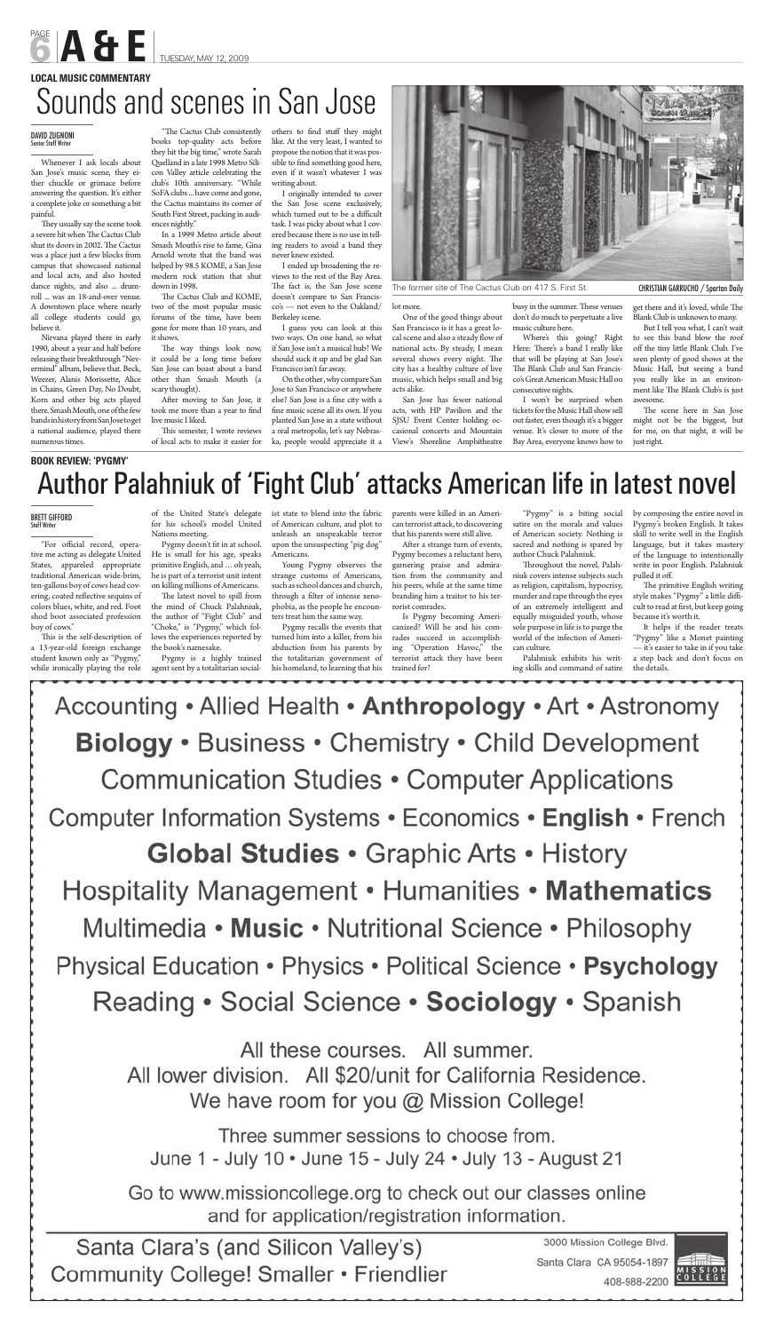**LOCAL MUSIC COMMENTARY**

# Sounds and scenes in San Jose

DAVID ZUGNONI
Senior Staff Writer

Whenever I ask locals about San Jose's music scene, they either chuckle or grimace before answering the question. It's either a complete joke or something a bit painful.

They usually say the scene took a severe hit when The Cactus Club shut its doors in 2002. The Cactus was a place just a few blocks from campus that showcased national and local acts, and also hosted dance nights, and also ... drumroll ... was an 18-and-over venue. A downtown place where nearly all college students could go, believe it.

Nirvana played there in early 1990, about a year and half before releasing their breakthrough "Nevermind" album, believe that. Beck, Weezer, Alanis Morissette, Alice in Chains, Green Day, No Doubt, Korn and other big acts played there. Smash Mouth, one of the few bands in history from San Jose to get a national audience, played there numerous times.

"The Cactus Club consistently books top-quality acts before they hit the big time," wrote Sarah Quelland in a late 1998 Metro Silicon Valley article celebrating the club's 10th anniversary. "While SoFA clubs ... have come and gone, the Cactus maintains its corner of South First Street, packing in audiences nightly."

In a 1999 Metro article about Smash Mouth's rise to fame, Gina Arnold wrote that the band was helped by 98.5 KOME, a San Jose modern rock station that shut down in 1998.

The Cactus Club and KOME, two of the most popular music forums of the time, have been gone for more than 10 years, and it shows.

The way things look now, it could be a long time before San Jose can boast about a band other than Smash Mouth (a scary thought).

After moving to San Jose, it took me more than a year to find live music I liked.

This semester, I wrote reviews of local acts to make it easier for others to find stuff they might like. At the very least, I wanted to propose the notion that it was possible to find something good here, even if it wasn't whatever I was writing about.

I originally intended to cover the San Jose scene exclusively, which turned out to be a difficult task. I was picky about what I covered because there is no use in telling readers to avoid a band they never knew existed.

I ended up broadening the reviews to the rest of the Bay Area. The fact is, the San Jose scene doesn't compare to San Francisco's — not even to the Oakland/Berkeley scene.

I guess you can look at this two ways. On one hand, so what if San Jose isn't a musical hub? We should suck it up and be glad San Francisco isn't far away.

On the other, why compare San Jose to San Francisco or anywhere else? San Jose is a fine city with a fine music scene all its own. If you planted San Jose in a state without a real metropolis, let's say Nebraska, people would appreciate it a lot more.

The former site of The Cactus Club on 417 S. First St. CHRISTIAN GARRUCHO / Spartan Daily

One of the good things about San Francisco is it has a great local scene and also a steady flow of national acts. By steady, I mean several shows every night. The city has a healthy culture of live music, which helps small and big acts alike.

San Jose has fewer national acts, with HP Pavilion and the SJSU Event Center holding occasional concerts and Mountain View's Shoreline Amphitheatre busy in the summer. These venues don't do much to perpetuate a live music culture here.

Where's this going? Right Here: There's a band I really like that will be playing at San Jose's The Blank Club and San Francisco's Great American Music Hall on consecutive nights.

I won't be surprised when tickets for the Music Hall show sell out faster, even though it's a bigger venue. It's closer to more of the Bay Area, everyone knows how to get there and it's loved, while The Blank Club is unknown to many.

But I tell you what, I can't wait to see this band blow the roof off the tiny little Blank Club. I've seen plenty of good shows at the Music Hall, but seeing a band you really like in an environment like The Blank Club's is just awesome.

The scene here in San Jose might not be the biggest, but for me, on that night, it will be just right.

**BOOK REVIEW: 'PYGMY'**

# Author Palahniuk of 'Fight Club' attacks American life in latest novel

BRETT GIFFORD
Staff Writer

"For official record, operative me acting as delegate United States, appareled appropriate traditional American wide-brim, ten-gallons boy of cows head covering, coated reflective sequins of colors blues, white, and red. Foot shod boot associated profession boy of cows."

This is the self-description of a 13-year-old foreign exchange student known only as "Pygmy," while ironically playing the role of the United State's delegate for his school's model United Nations meeting.

Pygmy doesn't fit in at school. He is small for his age, speaks primitive English, and … oh yeah, he is part of a terrorist unit intent on killing millions of Americans.

The latest novel to spill from the mind of Chuck Palahniuk, the author of "Fight Club" and "Choke," is "Pygmy," which follows the experiences reported by the book's namesake.

Pygmy is a highly trained agent sent by a totalitarian socialist state to blend into the fabric of American culture, and plot to unleash an unspeakable terror upon the unsuspecting "pig dog" Americans.

Young Pygmy observes the strange customs of Americans, such as school dances and church, through a filter of intense xenophobia, as the people he encounters treat him the same way.

Pygmy recalls the events that turned him into a killer, from his abduction from his parents by the totalitarian government of his homeland, to learning that his parents were killed in an American terrorist attack, to discovering that his parents were still alive.

After a strange turn of events, Pygmy becomes a reluctant hero, garnering praise and admiration from the community and his peers, while at the same time branding him a traitor to his terrorist comrades.

Is Pygmy becoming Americanized? Will he and his comrades succeed in accomplishing "Operation Havoc," the terrorist attack they have been trained for?

"Pygmy" is a biting social satire on the morals and values of American society. Nothing is sacred and nothing is spared by author Chuck Palahniuk.

Throughout the novel, Palahniuk covers intense subjects such as religion, capitalism, hypocrisy, murder and rape through the eyes of an extremely intelligent and equally misguided youth, whose sole purpose in life is to purge the world of the infection of American culture.

Palahniuk exhibits his writing skills and command of satire by composing the entire novel in Pygmy's broken English. It takes skill to write well in the English language, but it takes mastery of the language to intentionally write in poor English. Palahniuk pulled it off.

The primitive English writing style makes "Pygmy" a little difficult to read at first, but keep going because it's worth it.

It helps if the reader treats "Pygmy" like a Monet painting — it's easier to take in if you take a step back and don't focus on the details.

Accounting • Allied Health • **Anthropology** • Art • Astronomy
**Biology** • Business • Chemistry • Child Development
Communication Studies • Computer Applications
Computer Information Systems • Economics • **English** • French
**Global Studies** • Graphic Arts • History
Hospitality Management • Humanities • **Mathematics**
Multimedia • **Music** • Nutritional Science • Philosophy
Physical Education • Physics • Political Science • **Psychology**
Reading • Social Science • **Sociology** • Spanish

All these courses. All summer.
All lower division. All $20/unit for California Residence.
We have room for you @ Mission College!

Three summer sessions to choose from.
June 1 - July 10 • June 15 - July 24 • July 13 - August 21

Go to www.missioncollege.org to check out our classes online and for application/registration information.

Santa Clara's (and Silicon Valley's)
Community College! Smaller • Friendlier

3000 Mission College Blvd.
Santa Clara CA 95054-1897
408-988-2200

MISSION COLLEGE